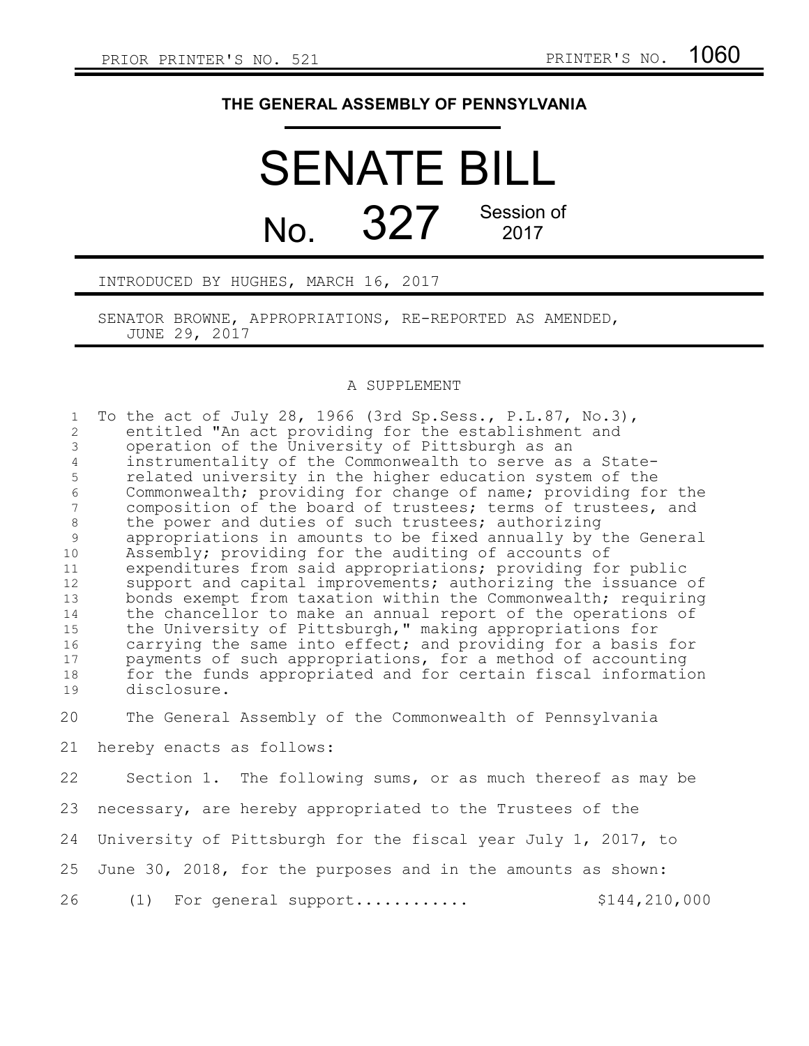PRIOR PRINTER'S NO. 521 PRINTER'S NO. 1060

**THE GENERAL ASSEMBLY OF PENNSYLVANIA**

# SENATE BILL

# No. 327 Session of 2017

INTRODUCED BY HUGHES, MARCH 16, 2017

SENATOR BROWNE, APPROPRIATIONS, RE-REPORTED AS AMENDED, JUNE 29, 2017

A SUPPLEMENT

To the act of July 28, 1966 (3rd Sp.Sess., P.L.87, No.3), entitled "An act providing for the establishment and operation of the University of Pittsburgh as an instrumentality of the Commonwealth to serve as a State-related university in the higher education system of the Commonwealth; providing for change of name; providing for the composition of the board of trustees; terms of trustees, and the power and duties of such trustees; authorizing appropriations in amounts to be fixed annually by the General Assembly; providing for the auditing of accounts of expenditures from said appropriations; providing for public support and capital improvements; authorizing the issuance of bonds exempt from taxation within the Commonwealth; requiring the chancellor to make an annual report of the operations of the University of Pittsburgh," making appropriations for carrying the same into effect; and providing for a basis for payments of such appropriations, for a method of accounting for the funds appropriated and for certain fiscal information disclosure.

The General Assembly of the Commonwealth of Pennsylvania hereby enacts as follows:

Section 1. The following sums, or as much thereof as may be necessary, are hereby appropriated to the Trustees of the University of Pittsburgh for the fiscal year July 1, 2017, to June 30, 2018, for the purposes and in the amounts as shown:

(1) For general support........... $144,210,000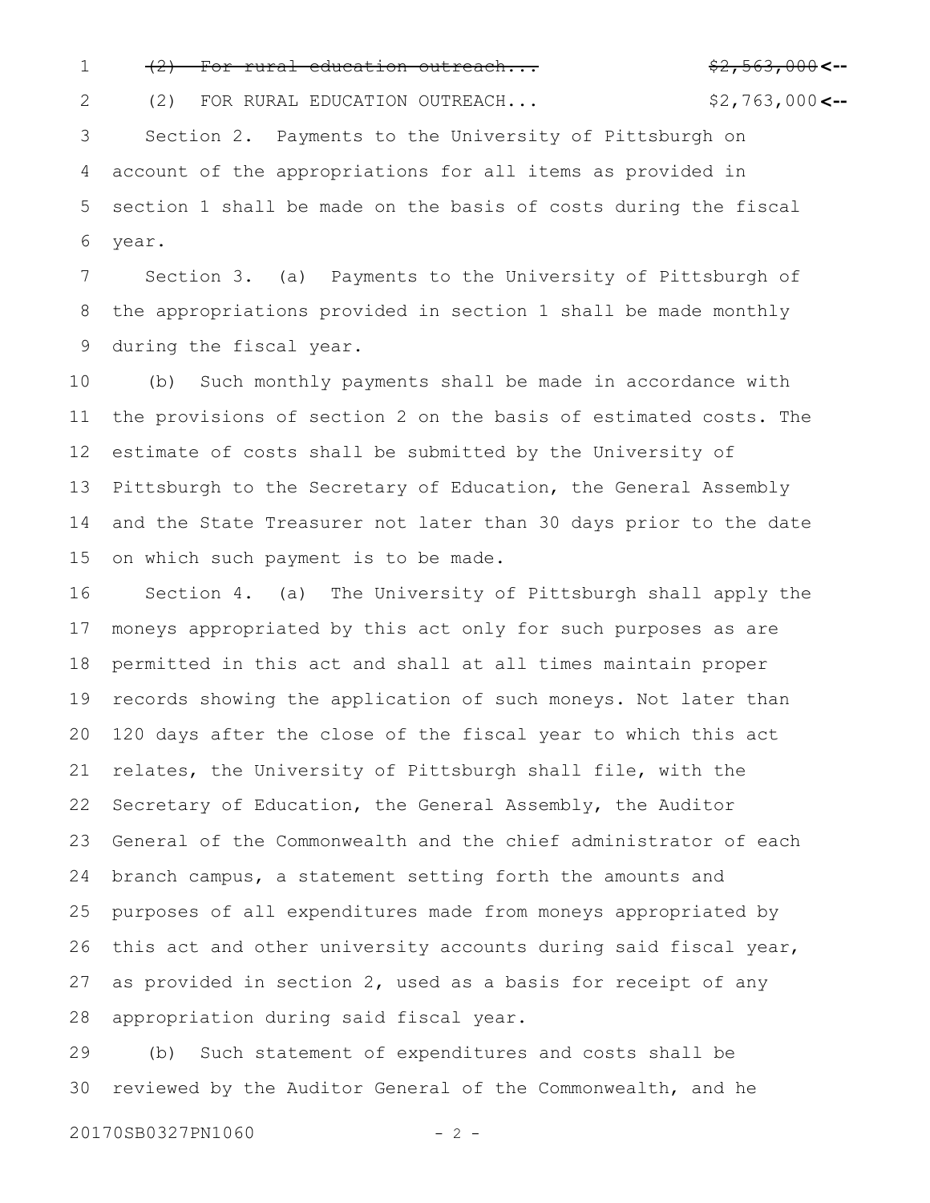~~(2) For rural education outreach... $2,563,000~~ <--

(2) FOR RURAL EDUCATION OUTREACH... $2,763,000 <--

Section 2. Payments to the University of Pittsburgh on account of the appropriations for all items as provided in section 1 shall be made on the basis of costs during the fiscal year.

Section 3. (a) Payments to the University of Pittsburgh of the appropriations provided in section 1 shall be made monthly during the fiscal year.

(b) Such monthly payments shall be made in accordance with the provisions of section 2 on the basis of estimated costs. The estimate of costs shall be submitted by the University of Pittsburgh to the Secretary of Education, the General Assembly and the State Treasurer not later than 30 days prior to the date on which such payment is to be made.

Section 4. (a) The University of Pittsburgh shall apply the moneys appropriated by this act only for such purposes as are permitted in this act and shall at all times maintain proper records showing the application of such moneys. Not later than 120 days after the close of the fiscal year to which this act relates, the University of Pittsburgh shall file, with the Secretary of Education, the General Assembly, the Auditor General of the Commonwealth and the chief administrator of each branch campus, a statement setting forth the amounts and purposes of all expenditures made from moneys appropriated by this act and other university accounts during said fiscal year, as provided in section 2, used as a basis for receipt of any appropriation during said fiscal year.

(b) Such statement of expenditures and costs shall be reviewed by the Auditor General of the Commonwealth, and he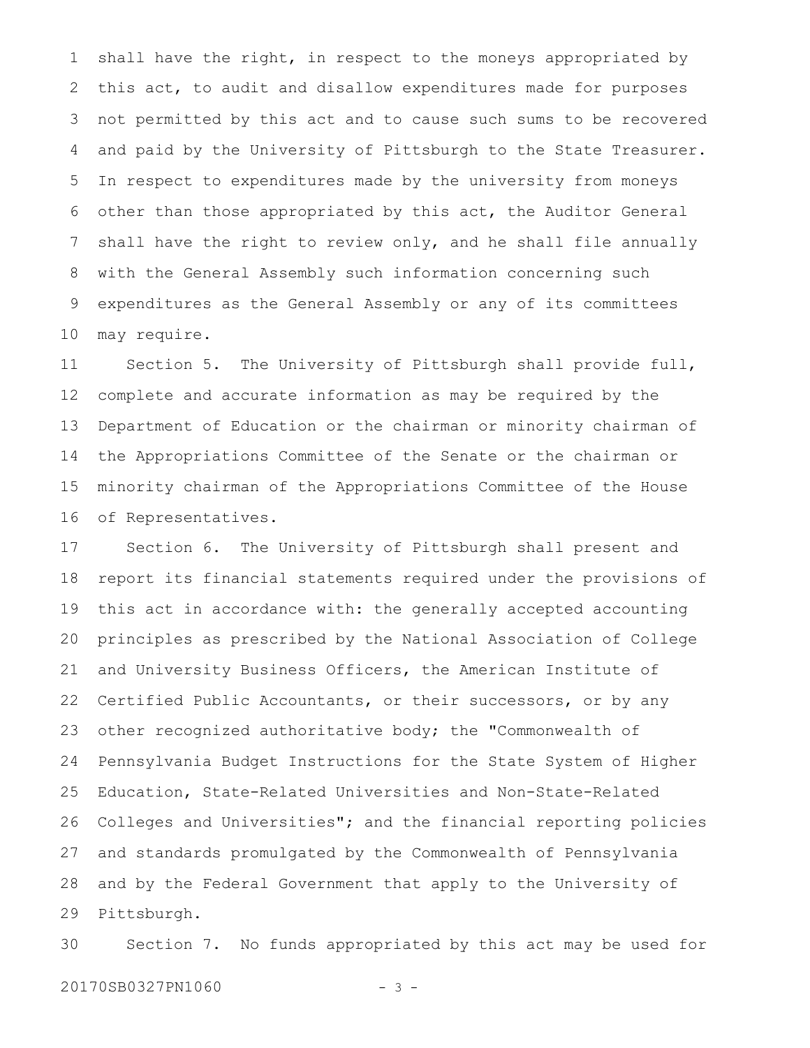shall have the right, in respect to the moneys appropriated by this act, to audit and disallow expenditures made for purposes not permitted by this act and to cause such sums to be recovered and paid by the University of Pittsburgh to the State Treasurer. In respect to expenditures made by the university from moneys other than those appropriated by this act, the Auditor General shall have the right to review only, and he shall file annually with the General Assembly such information concerning such expenditures as the General Assembly or any of its committees may require.

Section 5. The University of Pittsburgh shall provide full, complete and accurate information as may be required by the Department of Education or the chairman or minority chairman of the Appropriations Committee of the Senate or the chairman or minority chairman of the Appropriations Committee of the House of Representatives.

Section 6. The University of Pittsburgh shall present and report its financial statements required under the provisions of this act in accordance with: the generally accepted accounting principles as prescribed by the National Association of College and University Business Officers, the American Institute of Certified Public Accountants, or their successors, or by any other recognized authoritative body; the "Commonwealth of Pennsylvania Budget Instructions for the State System of Higher Education, State-Related Universities and Non-State-Related Colleges and Universities"; and the financial reporting policies and standards promulgated by the Commonwealth of Pennsylvania and by the Federal Government that apply to the University of Pittsburgh.

Section 7. No funds appropriated by this act may be used for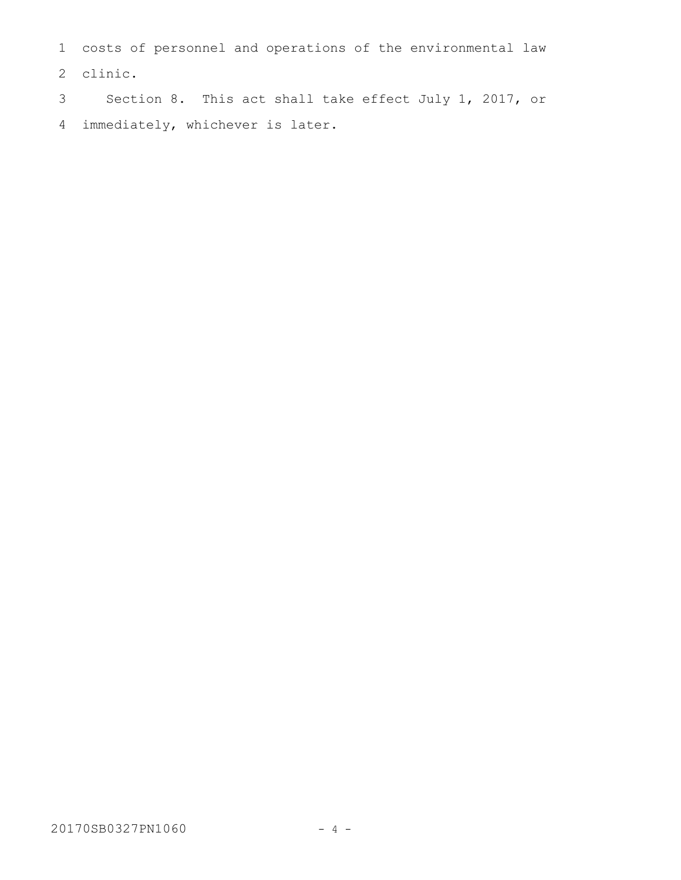costs of personnel and operations of the environmental law clinic.

Section 8. This act shall take effect July 1, 2017, or immediately, whichever is later.